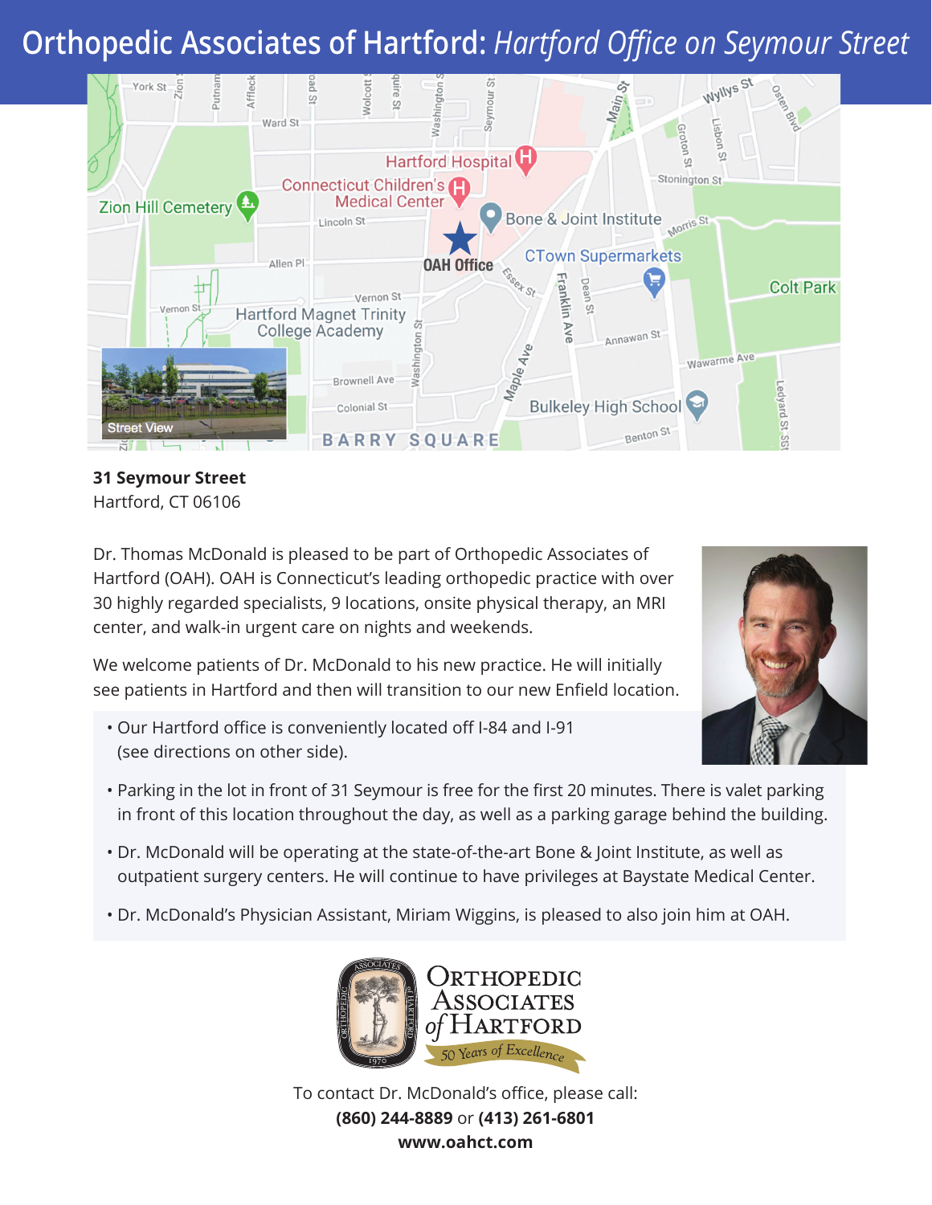# Orthopedic Associates of Hartford: *Hartford Office on Seymour Street*

**31 Seymour Street**
Hartford, CT 06106

Dr. Thomas McDonald is pleased to be part of Orthopedic Associates of Hartford (OAH). OAH is Connecticut's leading orthopedic practice with over 30 highly regarded specialists, 9 locations, onsite physical therapy, an MRI center, and walk-in urgent care on nights and weekends.

We welcome patients of Dr. McDonald to his new practice. He will initially see patients in Hartford and then will transition to our new Enfield location.

- Our Hartford office is conveniently located off I-84 and I-91 (see directions on other side).
- Parking in the lot in front of 31 Seymour is free for the first 20 minutes. There is valet parking in front of this location throughout the day, as well as a parking garage behind the building.
- Dr. McDonald will be operating at the state-of-the-art Bone & Joint Institute, as well as outpatient surgery centers. He will continue to have privileges at Baystate Medical Center.
- Dr. McDonald's Physician Assistant, Miriam Wiggins, is pleased to also join him at OAH.

Orthopedic Associates of Hartford
*50 Years of Excellence*

To contact Dr. McDonald's office, please call:
**(860) 244-8889** or **(413) 261-6801**
**www.oahct.com**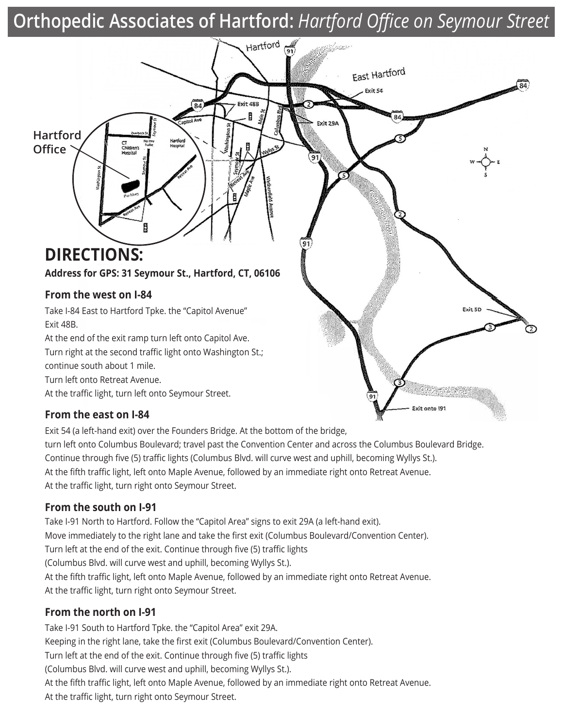# Orthopedic Associates of Hartford: *Hartford Office on Seymour Street*

Hartford Office

## DIRECTIONS:

**Address for GPS: 31 Seymour St., Hartford, CT, 06106**

### From the west on I-84

Take I-84 East to Hartford Tpke. the "Capitol Avenue" Exit 48B.
At the end of the exit ramp turn left onto Capitol Ave.
Turn right at the second traffic light onto Washington St.; continue south about 1 mile.
Turn left onto Retreat Avenue.
At the traffic light, turn left onto Seymour Street.

### From the east on I-84

Exit 54 (a left-hand exit) over the Founders Bridge. At the bottom of the bridge, turn left onto Columbus Boulevard; travel past the Convention Center and across the Columbus Boulevard Bridge.
Continue through five (5) traffic lights (Columbus Blvd. will curve west and uphill, becoming Wyllys St.).
At the fifth traffic light, left onto Maple Avenue, followed by an immediate right onto Retreat Avenue.
At the traffic light, turn right onto Seymour Street.

### From the south on I-91

Take I-91 North to Hartford. Follow the "Capitol Area" signs to exit 29A (a left-hand exit).
Move immediately to the right lane and take the first exit (Columbus Boulevard/Convention Center).
Turn left at the end of the exit. Continue through five (5) traffic lights (Columbus Blvd. will curve west and uphill, becoming Wyllys St.).
At the fifth traffic light, left onto Maple Avenue, followed by an immediate right onto Retreat Avenue.
At the traffic light, turn right onto Seymour Street.

### From the north on I-91

Take I-91 South to Hartford Tpke. the "Capitol Area" exit 29A.
Keeping in the right lane, take the first exit (Columbus Boulevard/Convention Center).
Turn left at the end of the exit. Continue through five (5) traffic lights (Columbus Blvd. will curve west and uphill, becoming Wyllys St.).
At the fifth traffic light, left onto Maple Avenue, followed by an immediate right onto Retreat Avenue.
At the traffic light, turn right onto Seymour Street.